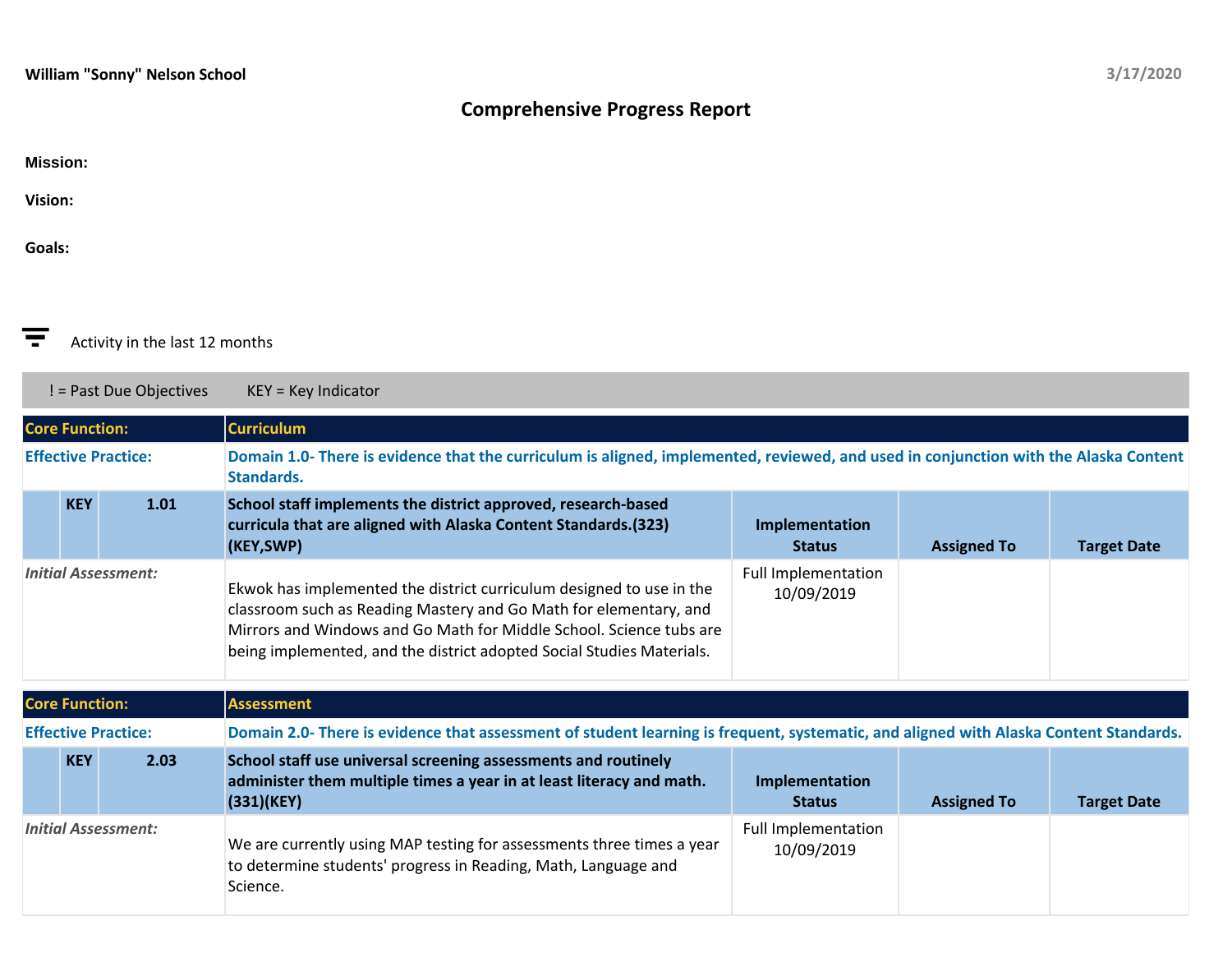**William "Sonny" Nelson School** 3/17/2020

# Comprehensive Progress Report

**Mission:**

**Vision:**

**Goals:**

Activity in the last 12 months

! = Past Due Objectives KEY = Key Indicator

| **Core Function:** | | | **Curriculum** | | | |
|---|---|---|---|---|---|---|
| **Effective Practice:** | | | **Domain 1.0- There is evidence that the curriculum is aligned, implemented, reviewed, and used in conjunction with the Alaska Content Standards.** | | | |
| | **KEY** | **1.01** | **School staff implements the district approved, research-based curricula that are aligned with Alaska Content Standards.(323)(KEY,SWP)** | **Implementation Status** | **Assigned To** | **Target Date** |
| *Initial Assessment:* | | | Ekwok has implemented the district curriculum designed to use in the classroom such as Reading Mastery and Go Math for elementary, and Mirrors and Windows and Go Math for Middle School. Science tubs are being implemented, and the district adopted Social Studies Materials. | Full Implementation 10/09/2019 | | |

| **Core Function:** | | | **Assessment** | | | |
|---|---|---|---|---|---|---|
| **Effective Practice:** | | | **Domain 2.0- There is evidence that assessment of student learning is frequent, systematic, and aligned with Alaska Content Standards.** | | | |
| | **KEY** | **2.03** | **School staff use universal screening assessments and routinely administer them multiple times a year in at least literacy and math.(331)(KEY)** | **Implementation Status** | **Assigned To** | **Target Date** |
| *Initial Assessment:* | | | We are currently using MAP testing for assessments three times a year to determine students' progress in Reading, Math, Language and Science. | Full Implementation 10/09/2019 | | |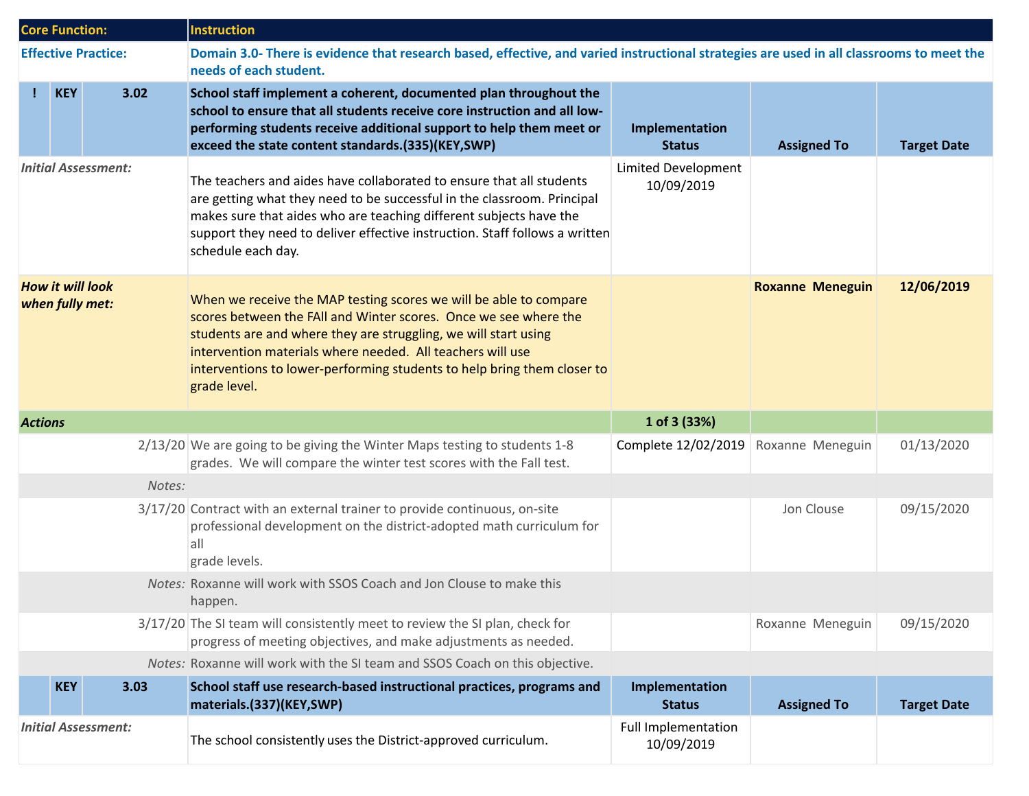| Core Function: | | | Instruction | | | |
|---|---|---|---|---|---|---|
| **Effective Practice:** | | | **Domain 3.0- There is evidence that research based, effective, and varied instructional strategies are used in all classrooms to meet the needs of each student.** | | | |
| ! | KEY | 3.02 | **School staff implement a coherent, documented plan throughout the school to ensure that all students receive core instruction and all low-performing students receive additional support to help them meet or exceed the state content standards.(335)(KEY,SWP)** | **Implementation Status** | **Assigned To** | **Target Date** |
| *Initial Assessment:* | | | The teachers and aides have collaborated to ensure that all students are getting what they need to be successful in the classroom. Principal makes sure that aides who are teaching different subjects have the support they need to deliver effective instruction. Staff follows a written schedule each day. | Limited Development 10/09/2019 | | |
| ***How it will look when fully met:*** | | | When we receive the MAP testing scores we will be able to compare scores between the FAll and Winter scores. Once we see where the students are and where they are struggling, we will start using intervention materials where needed. All teachers will use interventions to lower-performing students to help bring them closer to grade level. | | **Roxanne Meneguin** | **12/06/2019** |
| ***Actions*** | | | | **1 of 3 (33%)** | | |
| | | 2/13/20 | We are going to be giving the Winter Maps testing to students 1-8 grades. We will compare the winter test scores with the Fall test. | Complete 12/02/2019 | Roxanne Meneguin | 01/13/2020 |
| | | *Notes:* | | | | |
| | | 3/17/20 | Contract with an external trainer to provide continuous, on-site professional development on the district-adopted math curriculum for all grade levels. | | Jon Clouse | 09/15/2020 |
| | | *Notes:* | Roxanne will work with SSOS Coach and Jon Clouse to make this happen. | | | |
| | | 3/17/20 | The SI team will consistently meet to review the SI plan, check for progress of meeting objectives, and make adjustments as needed. | | Roxanne Meneguin | 09/15/2020 |
| | | *Notes:* | Roxanne will work with the SI team and SSOS Coach on this objective. | | | |
| | KEY | 3.03 | **School staff use research-based instructional practices, programs and materials.(337)(KEY,SWP)** | **Implementation Status** | **Assigned To** | **Target Date** |
| *Initial Assessment:* | | | The school consistently uses the District-approved curriculum. | Full Implementation 10/09/2019 | | |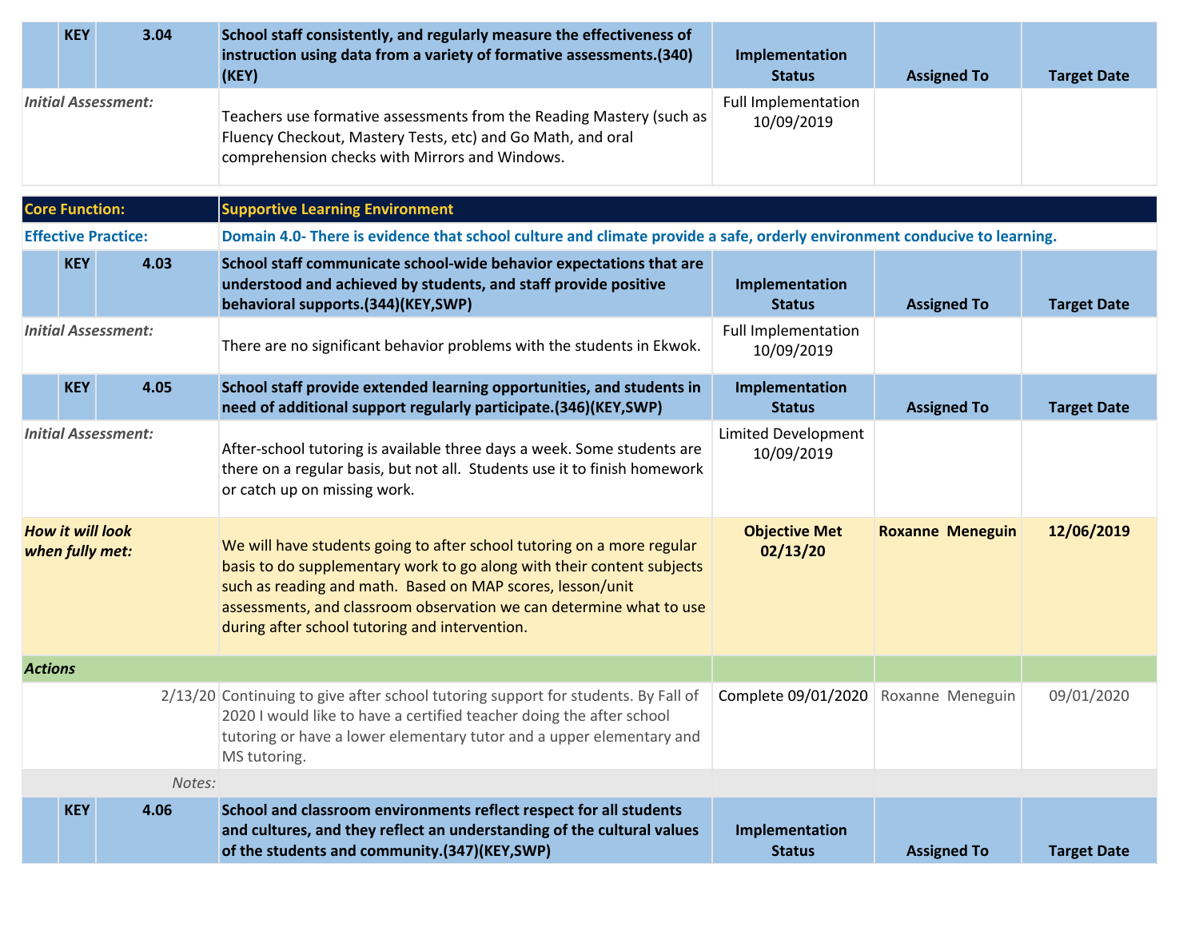| KEY | 3.04 | School staff consistently, and regularly measure the effectiveness of instruction using data from a variety of formative assessments.(340)(KEY) | Implementation Status | Assigned To | Target Date |
|---|---|---|---|---|---|
| *Initial Assessment:* | | Teachers use formative assessments from the Reading Mastery (such as Fluency Checkout, Mastery Tests, etc) and Go Math, and oral comprehension checks with Mirrors and Windows. | Full Implementation 10/09/2019 | | |

| **Core Function:** | **Supportive Learning Environment** |
|---|---|
| **Effective Practice:** | **Domain 4.0- There is evidence that school culture and climate provide a safe, orderly environment conducive to learning.** |

| KEY | 4.03 | School staff communicate school-wide behavior expectations that are understood and achieved by students, and staff provide positive behavioral supports.(344)(KEY,SWP) | Implementation Status | Assigned To | Target Date |
|---|---|---|---|---|---|
| *Initial Assessment:* | | There are no significant behavior problems with the students in Ekwok. | Full Implementation 10/09/2019 | | |

| KEY | 4.05 | School staff provide extended learning opportunities, and students in need of additional support regularly participate.(346)(KEY,SWP) | Implementation Status | Assigned To | Target Date |
|---|---|---|---|---|---|
| *Initial Assessment:* | | After-school tutoring is available three days a week. Some students are there on a regular basis, but not all. Students use it to finish homework or catch up on missing work. | Limited Development 10/09/2019 | | |
| ***How it will look when fully met:*** | | We will have students going to after school tutoring on a more regular basis to do supplementary work to go along with their content subjects such as reading and math. Based on MAP scores, lesson/unit assessments, and classroom observation we can determine what to use during after school tutoring and intervention. | **Objective Met 02/13/20** | **Roxanne Meneguin** | **12/06/2019** |
| ***Actions*** | | | | | |
| | 2/13/20 | Continuing to give after school tutoring support for students. By Fall of 2020 I would like to have a certified teacher doing the after school tutoring or have a lower elementary tutor and a upper elementary and MS tutoring. | Complete 09/01/2020 | Roxanne Meneguin | 09/01/2020 |
| | *Notes:* | | | | |

| KEY | 4.06 | School and classroom environments reflect respect for all students and cultures, and they reflect an understanding of the cultural values of the students and community.(347)(KEY,SWP) | Implementation Status | Assigned To | Target Date |
|---|---|---|---|---|---|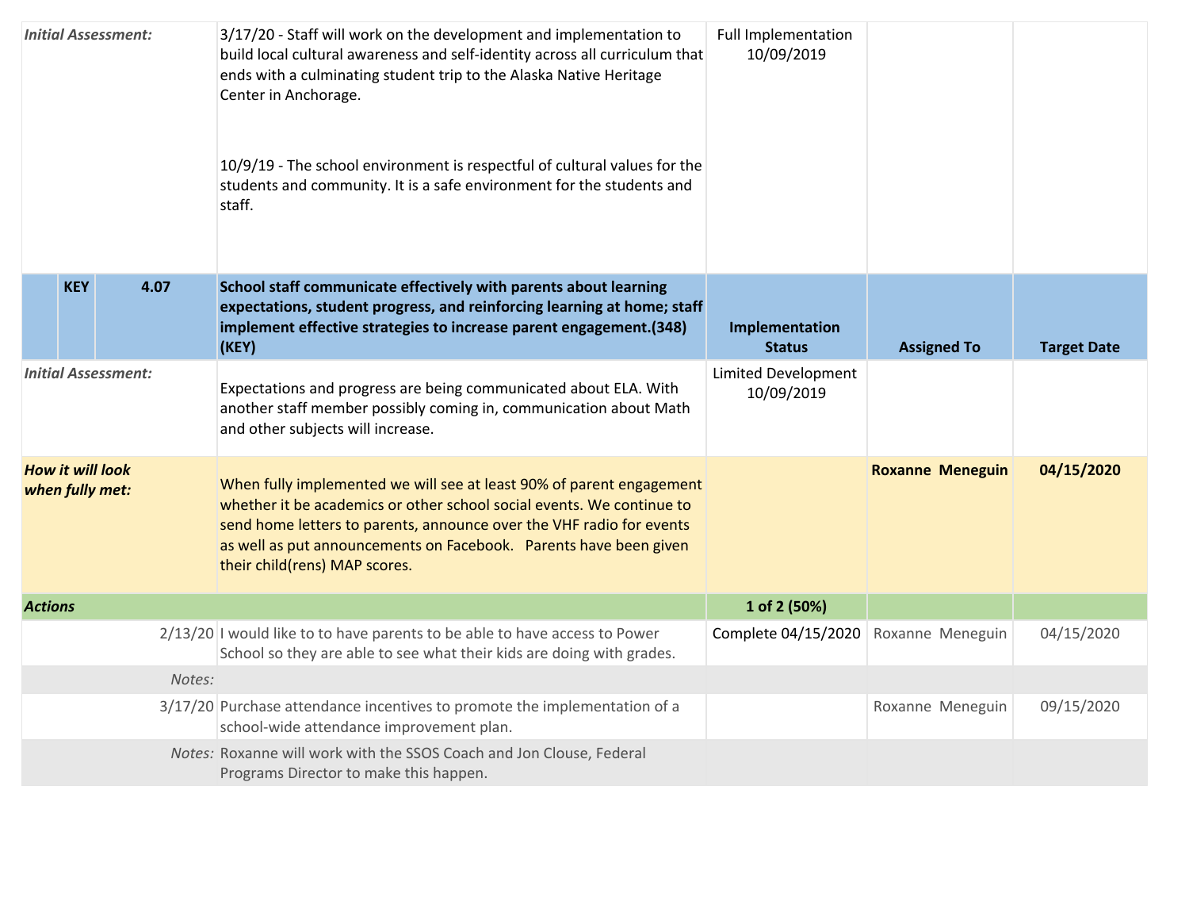| | | | | | |
|---|---|---|---|---|---|
| *Initial Assessment:* | | 3/17/20 - Staff will work on the development and implementation to build local cultural awareness and self-identity across all curriculum that ends with a culminating student trip to the Alaska Native Heritage Center in Anchorage.<br><br>10/9/19 - The school environment is respectful of cultural values for the students and community. It is a safe environment for the students and staff. | Full Implementation 10/09/2019 | | |
| **KEY** | **4.07** | **School staff communicate effectively with parents about learning expectations, student progress, and reinforcing learning at home; staff implement effective strategies to increase parent engagement.(348) (KEY)** | **Implementation Status** | **Assigned To** | **Target Date** |
| *Initial Assessment:* | | Expectations and progress are being communicated about ELA. With another staff member possibly coming in, communication about Math and other subjects will increase. | Limited Development 10/09/2019 | | |
| ***How it will look when fully met:*** | | When fully implemented we will see at least 90% of parent engagement whether it be academics or other school social events. We continue to send home letters to parents, announce over the VHF radio for events as well as put announcements on Facebook. Parents have been given their child(rens) MAP scores. | | **Roxanne Meneguin** | **04/15/2020** |
| ***Actions*** | | | **1 of 2 (50%)** | | |
| | 2/13/20 | I would like to to have parents to be able to have access to Power School so they are able to see what their kids are doing with grades. | Complete 04/15/2020 | Roxanne Meneguin | 04/15/2020 |
| | *Notes:* | | | | |
| | 3/17/20 | Purchase attendance incentives to promote the implementation of a school-wide attendance improvement plan. | | Roxanne Meneguin | 09/15/2020 |
| | *Notes:* | Roxanne will work with the SSOS Coach and Jon Clouse, Federal Programs Director to make this happen. | | | |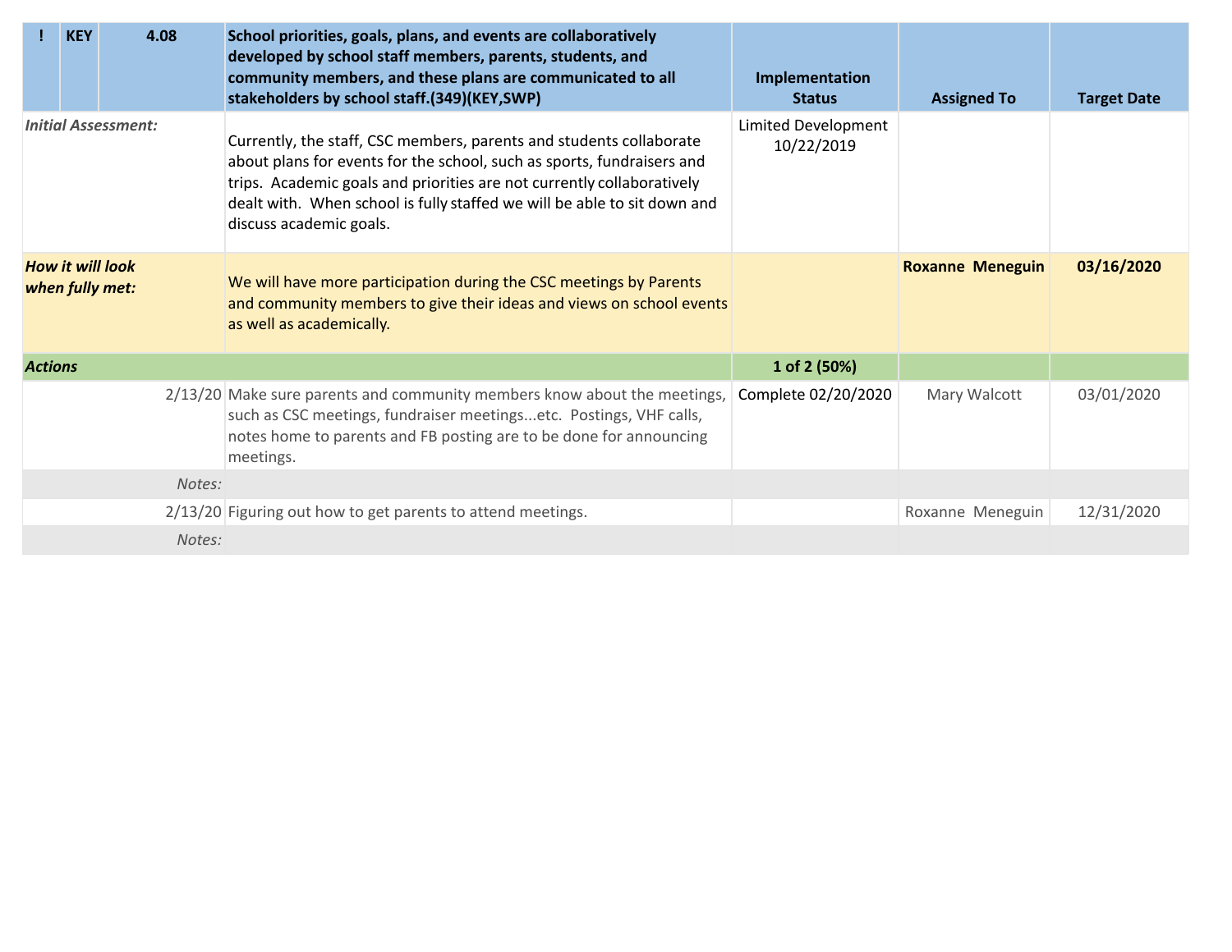| ! | KEY | 4.08 | School priorities, goals, plans, and events are collaboratively developed by school staff members, parents, students, and community members, and these plans are communicated to all stakeholders by school staff.(349)(KEY,SWP) | Implementation Status | Assigned To | Target Date |
|---|---|---|---|---|---|---|
| *Initial Assessment:* | | | Currently, the staff, CSC members, parents and students collaborate about plans for events for the school, such as sports, fundraisers and trips. Academic goals and priorities are not currently collaboratively dealt with. When school is fully staffed we will be able to sit down and discuss academic goals. | Limited Development 10/22/2019 | | |
| ***How it will look when fully met:*** | | | We will have more participation during the CSC meetings by Parents and community members to give their ideas and views on school events as well as academically. | | **Roxanne Meneguin** | **03/16/2020** |
| ***Actions*** | | | | **1 of 2 (50%)** | | |
| | | 2/13/20 | Make sure parents and community members know about the meetings, such as CSC meetings, fundraiser meetings...etc. Postings, VHF calls, notes home to parents and FB posting are to be done for announcing meetings. | Complete 02/20/2020 | Mary Walcott | 03/01/2020 |
| | | *Notes:* | | | | |
| | | 2/13/20 | Figuring out how to get parents to attend meetings. | | Roxanne Meneguin | 12/31/2020 |
| | | *Notes:* | | | | |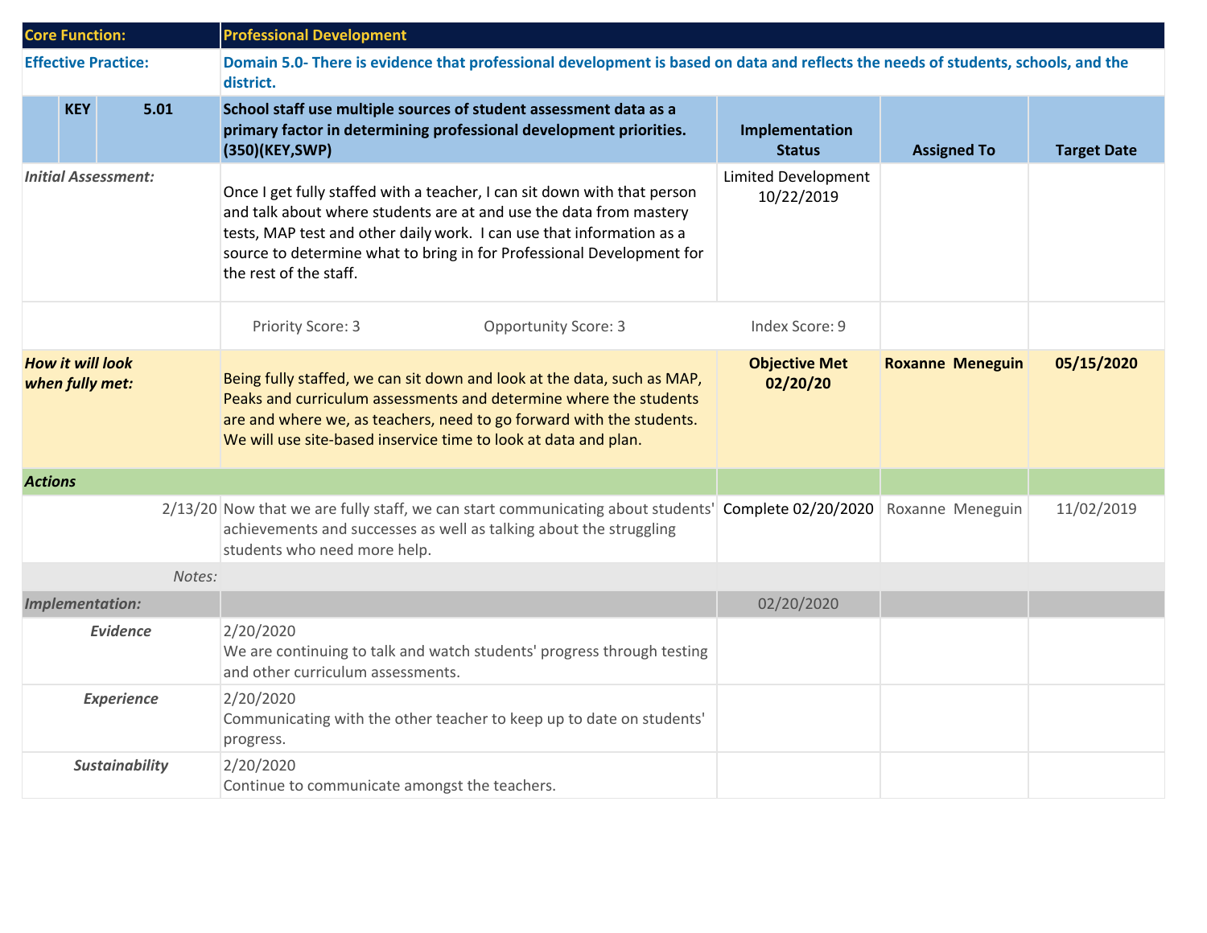| Core Function: | | | Professional Development | | | |
|---|---|---|---|---|---|---|
| **Effective Practice:** | | | **Domain 5.0- There is evidence that professional development is based on data and reflects the needs of students, schools, and the district.** | | | |
| | **KEY** | **5.01** | **School staff use multiple sources of student assessment data as a primary factor in determining professional development priorities. (350)(KEY,SWP)** | **Implementation Status** | **Assigned To** | **Target Date** |
| *Initial Assessment:* | | | Once I get fully staffed with a teacher, I can sit down with that person and talk about where students are at and use the data from mastery tests, MAP test and other daily work. I can use that information as a source to determine what to bring in for Professional Development for the rest of the staff. | Limited Development 10/22/2019 | | |
| | | | Priority Score: 3 Opportunity Score: 3 | Index Score: 9 | | |
| ***How it will look when fully met:*** | | | Being fully staffed, we can sit down and look at the data, such as MAP, Peaks and curriculum assessments and determine where the students are and where we, as teachers, need to go forward with the students. We will use site-based inservice time to look at data and plan. | **Objective Met 02/20/20** | **Roxanne Meneguin** | **05/15/2020** |
| ***Actions*** | | | | | | |
| | | 2/13/20 | Now that we are fully staff, we can start communicating about students' achievements and successes as well as talking about the struggling students who need more help. | Complete 02/20/2020 | Roxanne Meneguin | 11/02/2019 |
| | | *Notes:* | | | | |
| ***Implementation:*** | | | | 02/20/2020 | | |
| ***Evidence*** | | | 2/20/2020<br>We are continuing to talk and watch students' progress through testing and other curriculum assessments. | | | |
| ***Experience*** | | | 2/20/2020<br>Communicating with the other teacher to keep up to date on students' progress. | | | |
| ***Sustainability*** | | | 2/20/2020<br>Continue to communicate amongst the teachers. | | | |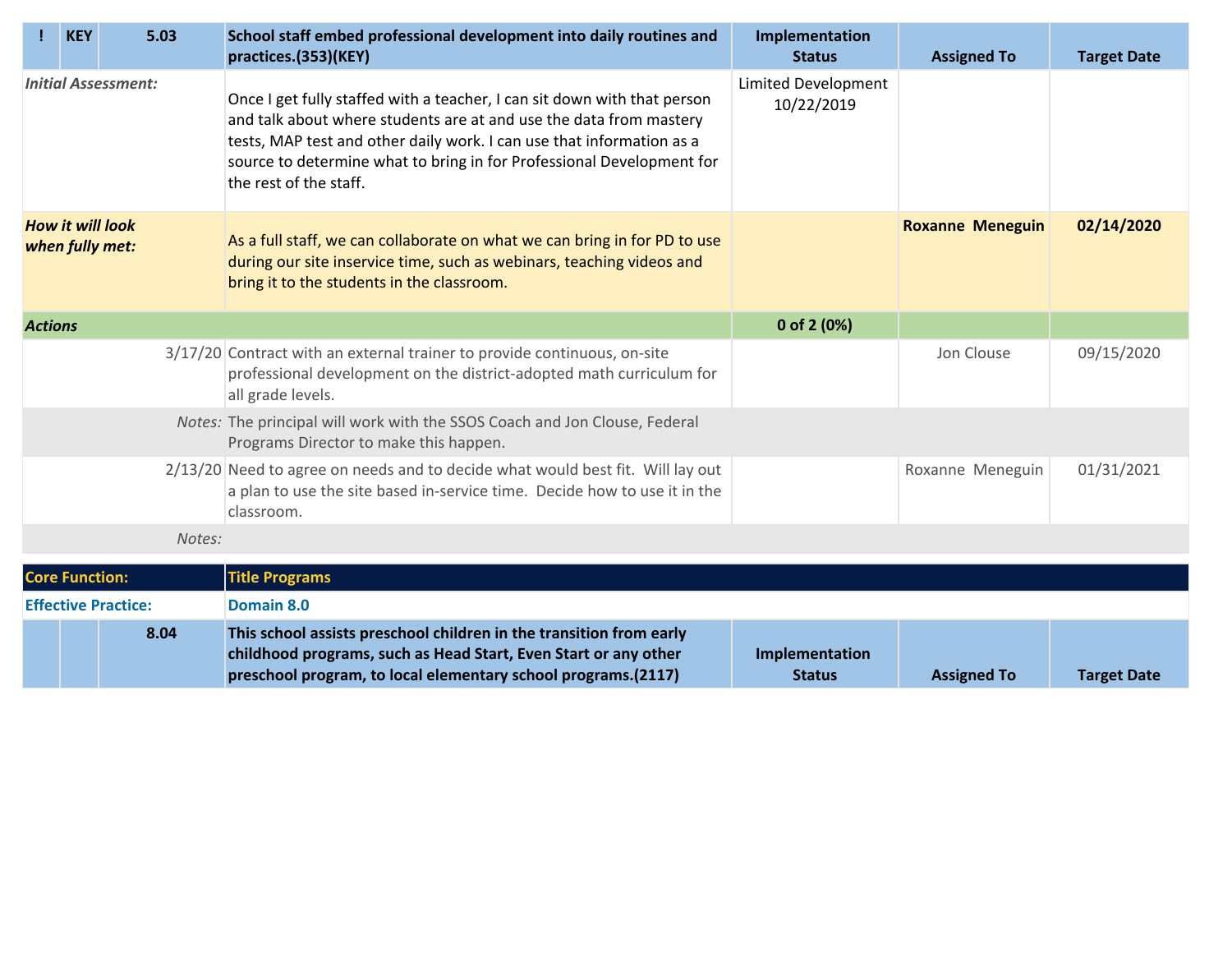| ! | KEY | 5.03 | School staff embed professional development into daily routines and practices.(353)(KEY) | Implementation Status | Assigned To | Target Date |
|---|---|---|---|---|---|---|
| *Initial Assessment:* | | | Once I get fully staffed with a teacher, I can sit down with that person and talk about where students are at and use the data from mastery tests, MAP test and other daily work. I can use that information as a source to determine what to bring in for Professional Development for the rest of the staff. | Limited Development 10/22/2019 | | |
| ***How it will look when fully met:*** | | | As a full staff, we can collaborate on what we can bring in for PD to use during our site inservice time, such as webinars, teaching videos and bring it to the students in the classroom. | | **Roxanne Meneguin** | **02/14/2020** |
| ***Actions*** | | | | **0 of 2 (0%)** | | |
| | | 3/17/20 | Contract with an external trainer to provide continuous, on-site professional development on the district-adopted math curriculum for all grade levels. | | Jon Clouse | 09/15/2020 |
| | | *Notes:* | The principal will work with the SSOS Coach and Jon Clouse, Federal Programs Director to make this happen. | | | |
| | | 2/13/20 | Need to agree on needs and to decide what would best fit. Will lay out a plan to use the site based in-service time. Decide how to use it in the classroom. | | Roxanne Meneguin | 01/31/2021 |
| | | *Notes:* | | | | |

| **Core Function:** | **Title Programs** |
|---|---|
| **Effective Practice:** | **Domain 8.0** |

| | | 8.04 | This school assists preschool children in the transition from early childhood programs, such as Head Start, Even Start or any other preschool program, to local elementary school programs.(2117) | Implementation Status | Assigned To | Target Date |
|---|---|---|---|---|---|---|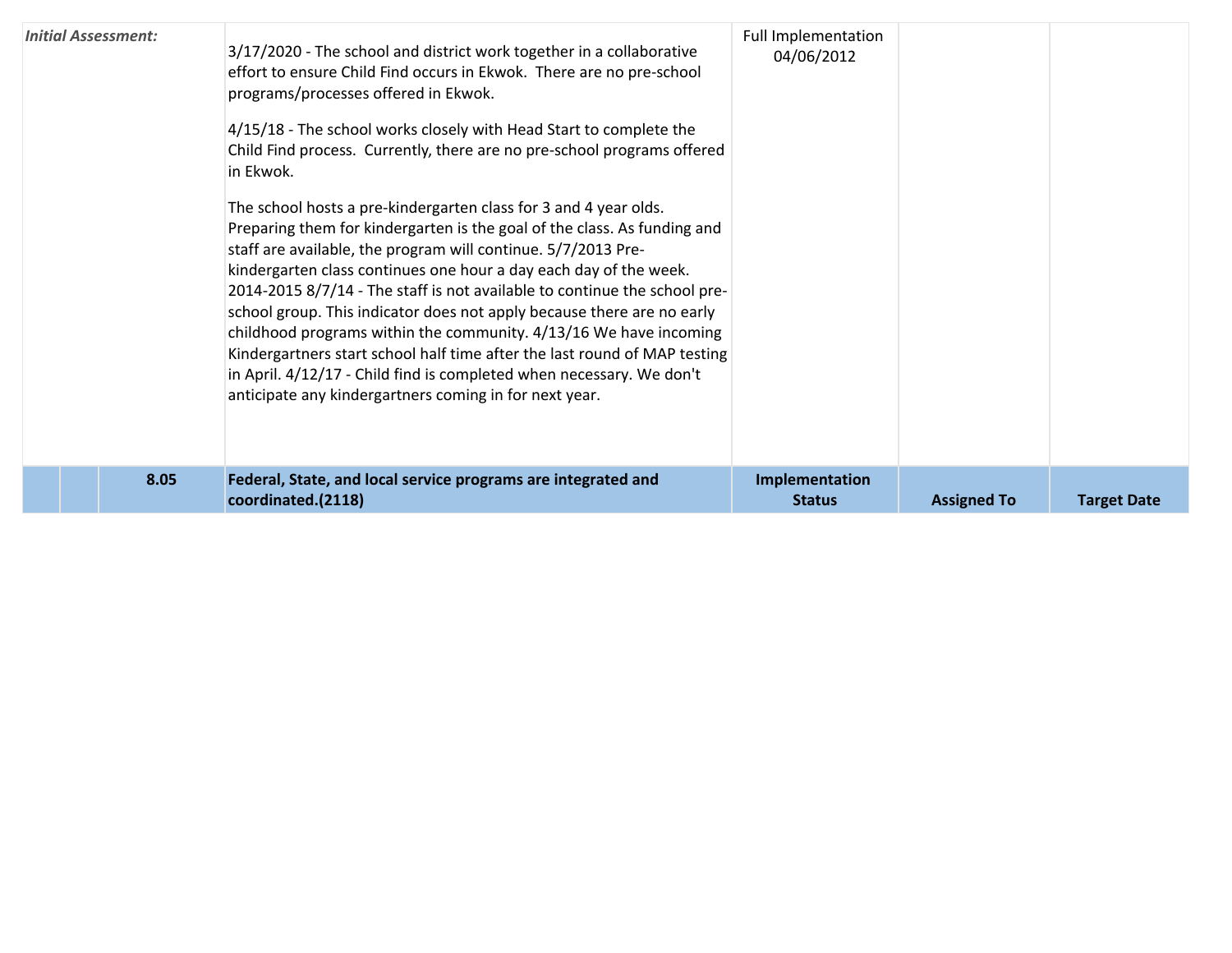| *Initial Assessment:* | | | | Full Implementation<br>04/06/2012 | | |
|---|---|---|---|---|---|---|
| | | | 3/17/2020 - The school and district work together in a collaborative effort to ensure Child Find occurs in Ekwok. There are no pre-school programs/processes offered in Ekwok.<br><br>4/15/18 - The school works closely with Head Start to complete the Child Find process. Currently, there are no pre-school programs offered in Ekwok.<br><br>The school hosts a pre-kindergarten class for 3 and 4 year olds. Preparing them for kindergarten is the goal of the class. As funding and staff are available, the program will continue. 5/7/2013 Pre-kindergarten class continues one hour a day each day of the week. 2014-2015 8/7/14 - The staff is not available to continue the school pre-school group. This indicator does not apply because there are no early childhood programs within the community. 4/13/16 We have incoming Kindergartners start school half time after the last round of MAP testing in April. 4/12/17 - Child find is completed when necessary. We don't anticipate any kindergartners coming in for next year. | | | |
| | | **8.05** | **Federal, State, and local service programs are integrated and coordinated.(2118)** | **Implementation Status** | **Assigned To** | **Target Date** |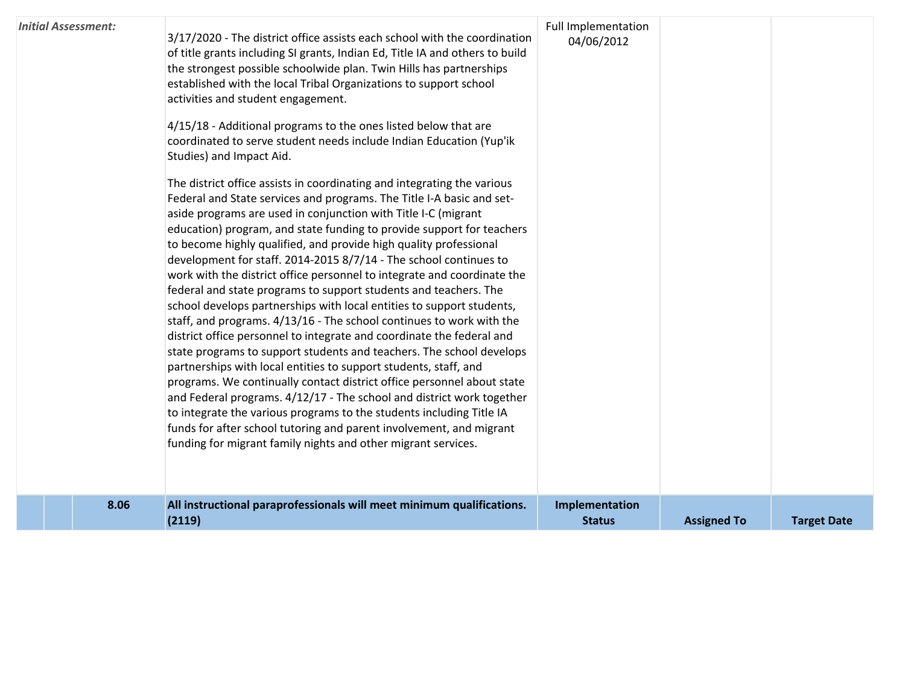| | | | | | | |
|---|---|---|---|---|---|---|
| ***Initial Assessment:*** | | | 3/17/2020 - The district office assists each school with the coordination of title grants including SI grants, Indian Ed, Title IA and others to build the strongest possible schoolwide plan. Twin Hills has partnerships established with the local Tribal Organizations to support school activities and student engagement.<br><br>4/15/18 - Additional programs to the ones listed below that are coordinated to serve student needs include Indian Education (Yup'ik Studies) and Impact Aid.<br><br>The district office assists in coordinating and integrating the various Federal and State services and programs. The Title I-A basic and set-aside programs are used in conjunction with Title I-C (migrant education) program, and state funding to provide support for teachers to become highly qualified, and provide high quality professional development for staff. 2014-2015 8/7/14 - The school continues to work with the district office personnel to integrate and coordinate the federal and state programs to support students and teachers. The school develops partnerships with local entities to support students, staff, and programs. 4/13/16 - The school continues to work with the district office personnel to integrate and coordinate the federal and state programs to support students and teachers. The school develops partnerships with local entities to support students, staff, and programs. We continually contact district office personnel about state and Federal programs. 4/12/17 - The school and district work together to integrate the various programs to the students including Title IA funds for after school tutoring and parent involvement, and migrant funding for migrant family nights and other migrant services. | Full Implementation 04/06/2012 | | |
| | | **8.06** | **All instructional paraprofessionals will meet minimum qualifications. (2119)** | **Implementation Status** | **Assigned To** | **Target Date** |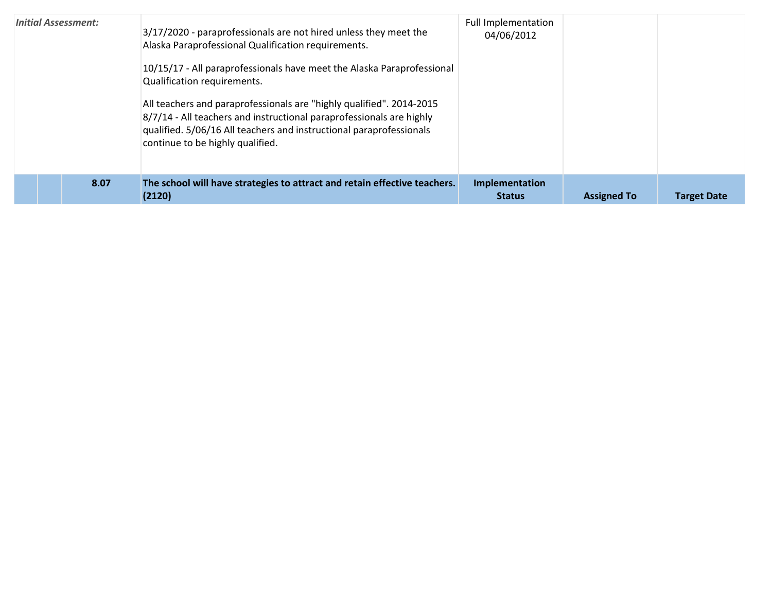| | | | | | | |
|---|---|---|---|---|---|---|
| *Initial Assessment:* | | | 3/17/2020 - paraprofessionals are not hired unless they meet the Alaska Paraprofessional Qualification requirements.<br><br>10/15/17 - All paraprofessionals have meet the Alaska Paraprofessional Qualification requirements.<br><br>All teachers and paraprofessionals are "highly qualified". 2014-2015 8/7/14 - All teachers and instructional paraprofessionals are highly qualified. 5/06/16 All teachers and instructional paraprofessionals continue to be highly qualified. | Full Implementation 04/06/2012 | | |
| | | **8.07** | **The school will have strategies to attract and retain effective teachers. (2120)** | **Implementation Status** | **Assigned To** | **Target Date** |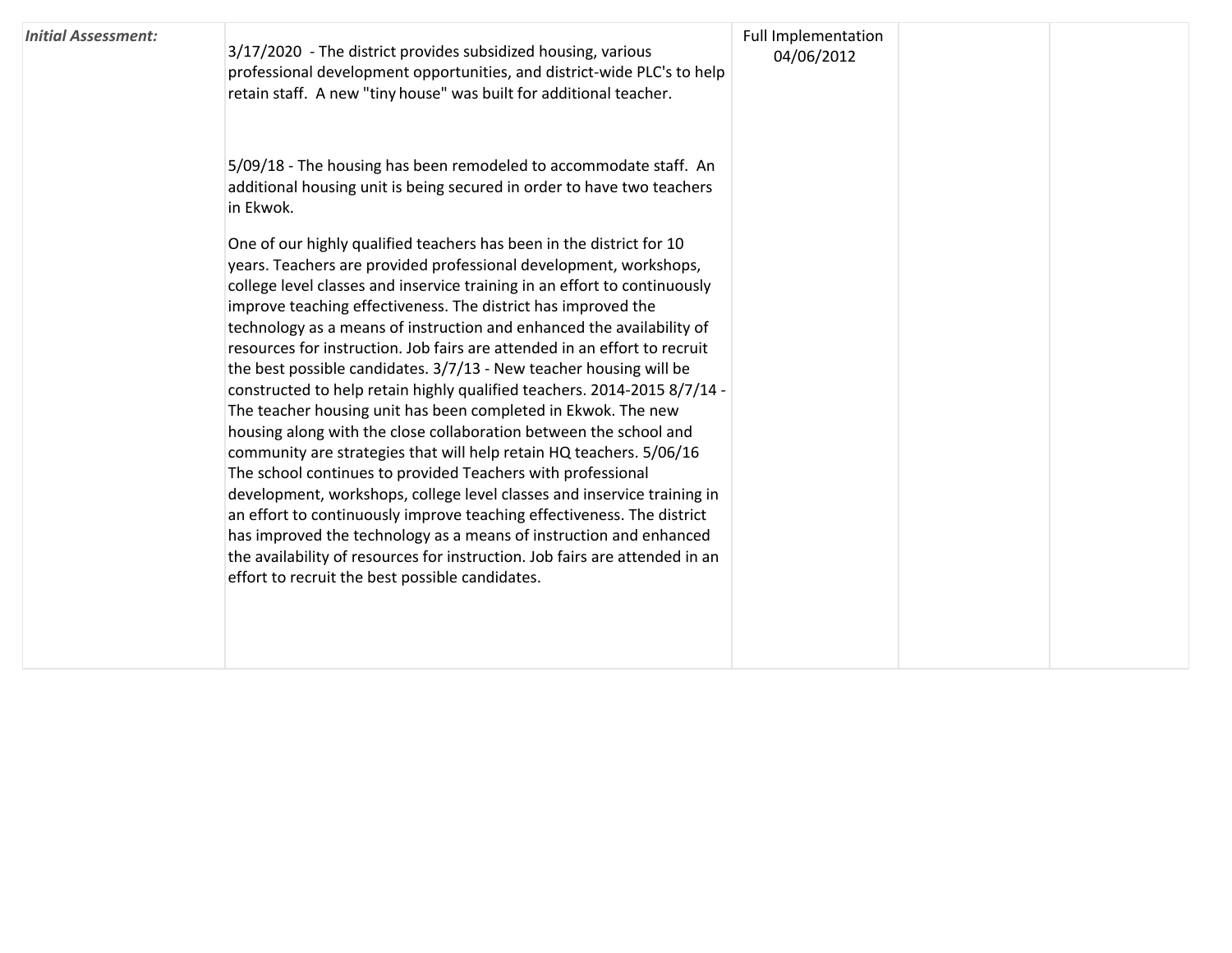| | | | | |
|---|---|---|---|---|
| ***Initial Assessment:*** | 3/17/2020 - The district provides subsidized housing, various professional development opportunities, and district-wide PLC's to help retain staff. A new "tiny house" was built for additional teacher.<br><br>5/09/18 - The housing has been remodeled to accommodate staff. An additional housing unit is being secured in order to have two teachers in Ekwok.<br><br>One of our highly qualified teachers has been in the district for 10 years. Teachers are provided professional development, workshops, college level classes and inservice training in an effort to continuously improve teaching effectiveness. The district has improved the technology as a means of instruction and enhanced the availability of resources for instruction. Job fairs are attended in an effort to recruit the best possible candidates. 3/7/13 - New teacher housing will be constructed to help retain highly qualified teachers. 2014-2015 8/7/14 - The teacher housing unit has been completed in Ekwok. The new housing along with the close collaboration between the school and community are strategies that will help retain HQ teachers. 5/06/16 The school continues to provided Teachers with professional development, workshops, college level classes and inservice training in an effort to continuously improve teaching effectiveness. The district has improved the technology as a means of instruction and enhanced the availability of resources for instruction. Job fairs are attended in an effort to recruit the best possible candidates. | Full Implementation 04/06/2012 | | |